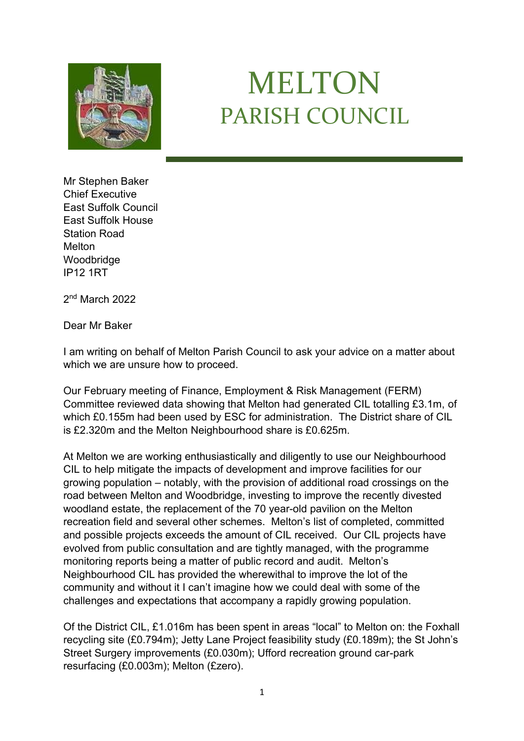# MELTON
## PARISH COUNCIL

Mr Stephen Baker
Chief Executive
East Suffolk Council
East Suffolk House
Station Road
Melton
Woodbridge
IP12 1RT

2nd March 2022

Dear Mr Baker

I am writing on behalf of Melton Parish Council to ask your advice on a matter about which we are unsure how to proceed.

Our February meeting of Finance, Employment & Risk Management (FERM) Committee reviewed data showing that Melton had generated CIL totalling £3.1m, of which £0.155m had been used by ESC for administration. The District share of CIL is £2.320m and the Melton Neighbourhood share is £0.625m.

At Melton we are working enthusiastically and diligently to use our Neighbourhood CIL to help mitigate the impacts of development and improve facilities for our growing population – notably, with the provision of additional road crossings on the road between Melton and Woodbridge, investing to improve the recently divested woodland estate, the replacement of the 70 year-old pavilion on the Melton recreation field and several other schemes. Melton's list of completed, committed and possible projects exceeds the amount of CIL received. Our CIL projects have evolved from public consultation and are tightly managed, with the programme monitoring reports being a matter of public record and audit. Melton's Neighbourhood CIL has provided the wherewithal to improve the lot of the community and without it I can't imagine how we could deal with some of the challenges and expectations that accompany a rapidly growing population.

Of the District CIL, £1.016m has been spent in areas "local" to Melton on: the Foxhall recycling site (£0.794m); Jetty Lane Project feasibility study (£0.189m); the St John's Street Surgery improvements (£0.030m); Ufford recreation ground car-park resurfacing (£0.003m); Melton (£zero).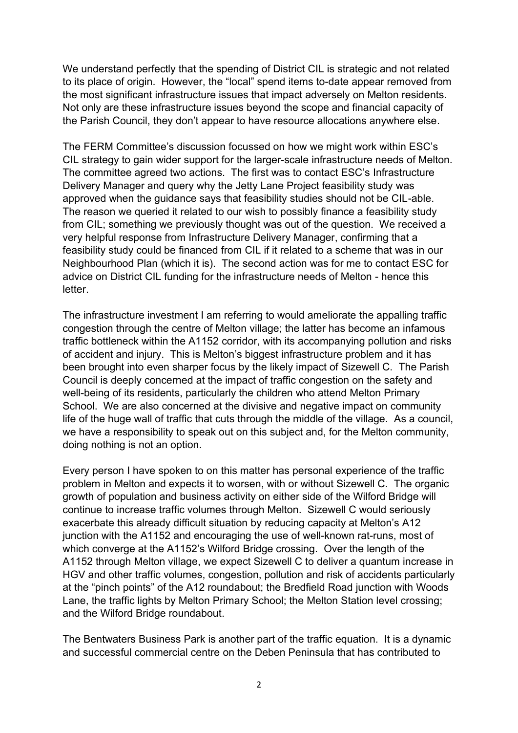We understand perfectly that the spending of District CIL is strategic and not related to its place of origin. However, the "local" spend items to-date appear removed from the most significant infrastructure issues that impact adversely on Melton residents. Not only are these infrastructure issues beyond the scope and financial capacity of the Parish Council, they don't appear to have resource allocations anywhere else.

The FERM Committee's discussion focussed on how we might work within ESC's CIL strategy to gain wider support for the larger-scale infrastructure needs of Melton. The committee agreed two actions. The first was to contact ESC's Infrastructure Delivery Manager and query why the Jetty Lane Project feasibility study was approved when the guidance says that feasibility studies should not be CIL-able. The reason we queried it related to our wish to possibly finance a feasibility study from CIL; something we previously thought was out of the question. We received a very helpful response from Infrastructure Delivery Manager, confirming that a feasibility study could be financed from CIL if it related to a scheme that was in our Neighbourhood Plan (which it is). The second action was for me to contact ESC for advice on District CIL funding for the infrastructure needs of Melton - hence this letter.

The infrastructure investment I am referring to would ameliorate the appalling traffic congestion through the centre of Melton village; the latter has become an infamous traffic bottleneck within the A1152 corridor, with its accompanying pollution and risks of accident and injury. This is Melton's biggest infrastructure problem and it has been brought into even sharper focus by the likely impact of Sizewell C. The Parish Council is deeply concerned at the impact of traffic congestion on the safety and well-being of its residents, particularly the children who attend Melton Primary School. We are also concerned at the divisive and negative impact on community life of the huge wall of traffic that cuts through the middle of the village. As a council, we have a responsibility to speak out on this subject and, for the Melton community, doing nothing is not an option.

Every person I have spoken to on this matter has personal experience of the traffic problem in Melton and expects it to worsen, with or without Sizewell C. The organic growth of population and business activity on either side of the Wilford Bridge will continue to increase traffic volumes through Melton. Sizewell C would seriously exacerbate this already difficult situation by reducing capacity at Melton's A12 junction with the A1152 and encouraging the use of well-known rat-runs, most of which converge at the A1152's Wilford Bridge crossing. Over the length of the A1152 through Melton village, we expect Sizewell C to deliver a quantum increase in HGV and other traffic volumes, congestion, pollution and risk of accidents particularly at the "pinch points" of the A12 roundabout; the Bredfield Road junction with Woods Lane, the traffic lights by Melton Primary School; the Melton Station level crossing; and the Wilford Bridge roundabout.

The Bentwaters Business Park is another part of the traffic equation. It is a dynamic and successful commercial centre on the Deben Peninsula that has contributed to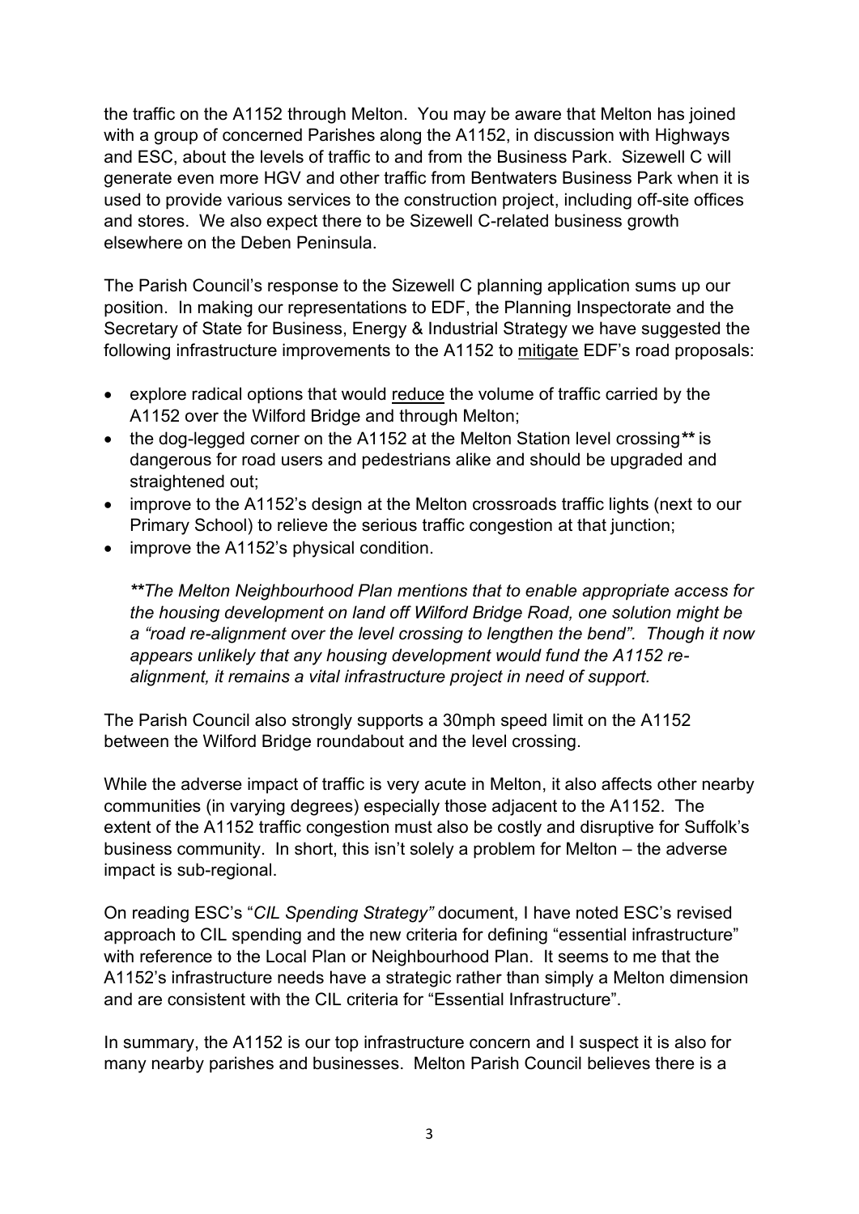the traffic on the A1152 through Melton. You may be aware that Melton has joined with a group of concerned Parishes along the A1152, in discussion with Highways and ESC, about the levels of traffic to and from the Business Park. Sizewell C will generate even more HGV and other traffic from Bentwaters Business Park when it is used to provide various services to the construction project, including off-site offices and stores. We also expect there to be Sizewell C-related business growth elsewhere on the Deben Peninsula.

The Parish Council's response to the Sizewell C planning application sums up our position. In making our representations to EDF, the Planning Inspectorate and the Secretary of State for Business, Energy & Industrial Strategy we have suggested the following infrastructure improvements to the A1152 to <u>mitigate</u> EDF's road proposals:

- explore radical options that would <u>reduce</u> the volume of traffic carried by the A1152 over the Wilford Bridge and through Melton;
- the dog-legged corner on the A1152 at the Melton Station level crossing**\*\*** is dangerous for road users and pedestrians alike and should be upgraded and straightened out;
- improve to the A1152's design at the Melton crossroads traffic lights (next to our Primary School) to relieve the serious traffic congestion at that junction;
- improve the A1152's physical condition.

  ***\*\*The Melton Neighbourhood Plan mentions that to enable appropriate access for the housing development on land off Wilford Bridge Road, one solution might be a "road re-alignment over the level crossing to lengthen the bend". Though it now appears unlikely that any housing development would fund the A1152 re-alignment, it remains a vital infrastructure project in need of support.***

The Parish Council also strongly supports a 30mph speed limit on the A1152 between the Wilford Bridge roundabout and the level crossing.

While the adverse impact of traffic is very acute in Melton, it also affects other nearby communities (in varying degrees) especially those adjacent to the A1152. The extent of the A1152 traffic congestion must also be costly and disruptive for Suffolk's business community. In short, this isn't solely a problem for Melton – the adverse impact is sub-regional.

On reading ESC's "*CIL Spending Strategy"* document, I have noted ESC's revised approach to CIL spending and the new criteria for defining "essential infrastructure" with reference to the Local Plan or Neighbourhood Plan. It seems to me that the A1152's infrastructure needs have a strategic rather than simply a Melton dimension and are consistent with the CIL criteria for "Essential Infrastructure".

In summary, the A1152 is our top infrastructure concern and I suspect it is also for many nearby parishes and businesses. Melton Parish Council believes there is a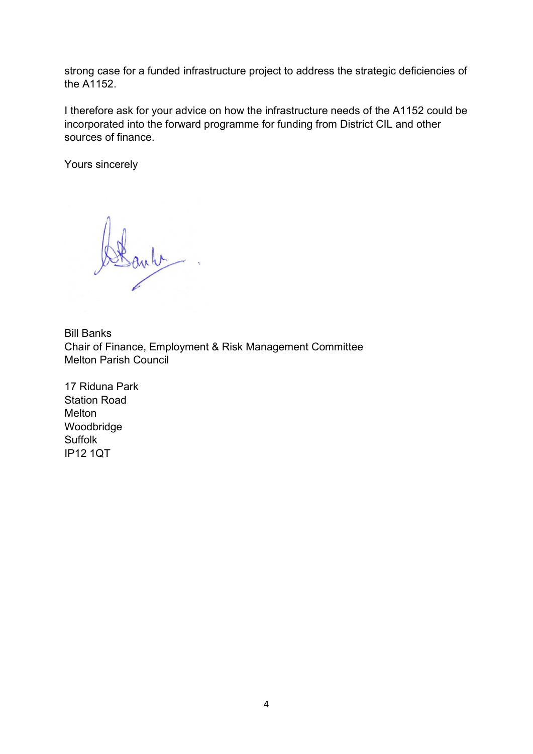strong case for a funded infrastructure project to address the strategic deficiencies of the A1152.

I therefore ask for your advice on how the infrastructure needs of the A1152 could be incorporated into the forward programme for funding from District CIL and other sources of finance.

Yours sincerely

Bill Banks
Chair of Finance, Employment & Risk Management Committee
Melton Parish Council

17 Riduna Park
Station Road
Melton
Woodbridge
Suffolk
IP12 1QT